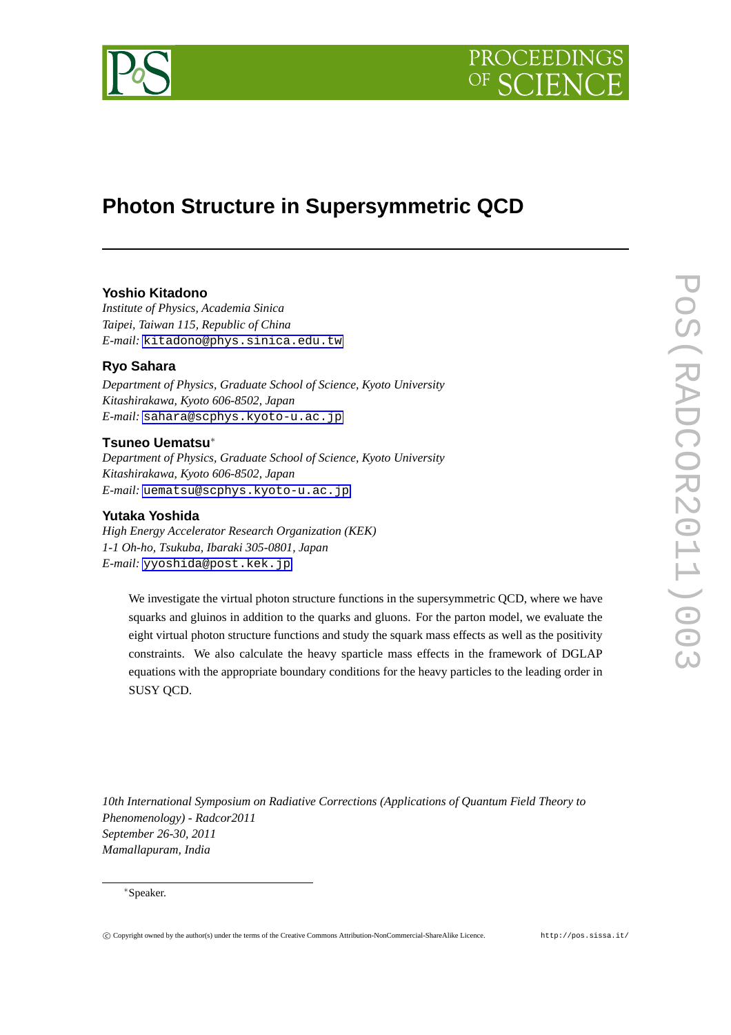# Photon Structure in Supersymmetric QCD

**Yoshio Kitadono**
*Institute of Physics, Academia Sinica*
*Taipei, Taiwan 115, Republic of China*
*E-mail:* kitadono@phys.sinica.edu.tw

**Ryo Sahara**
*Department of Physics, Graduate School of Science, Kyoto University*
*Kitashirakawa, Kyoto 606-8502, Japan*
*E-mail:* sahara@scphys.kyoto-u.ac.jp

**Tsuneo Uematsu***
*Department of Physics, Graduate School of Science, Kyoto University*
*Kitashirakawa, Kyoto 606-8502, Japan*
*E-mail:* uematsu@scphys.kyoto-u.ac.jp

**Yutaka Yoshida**
*High Energy Accelerator Research Organization (KEK)*
*1-1 Oh-ho, Tsukuba, Ibaraki 305-0801, Japan*
*E-mail:* yyoshida@post.kek.jp

We investigate the virtual photon structure functions in the supersymmetric QCD, where we have squarks and gluinos in addition to the quarks and gluons. For the parton model, we evaluate the eight virtual photon structure functions and study the squark mass effects as well as the positivity constraints. We also calculate the heavy sparticle mass effects in the framework of DGLAP equations with the appropriate boundary conditions for the heavy particles to the leading order in SUSY QCD.

*10th International Symposium on Radiative Corrections (Applications of Quantum Field Theory to Phenomenology) - Radcor2011*
*September 26-30, 2011*
*Mamallapuram, India*

*Speaker.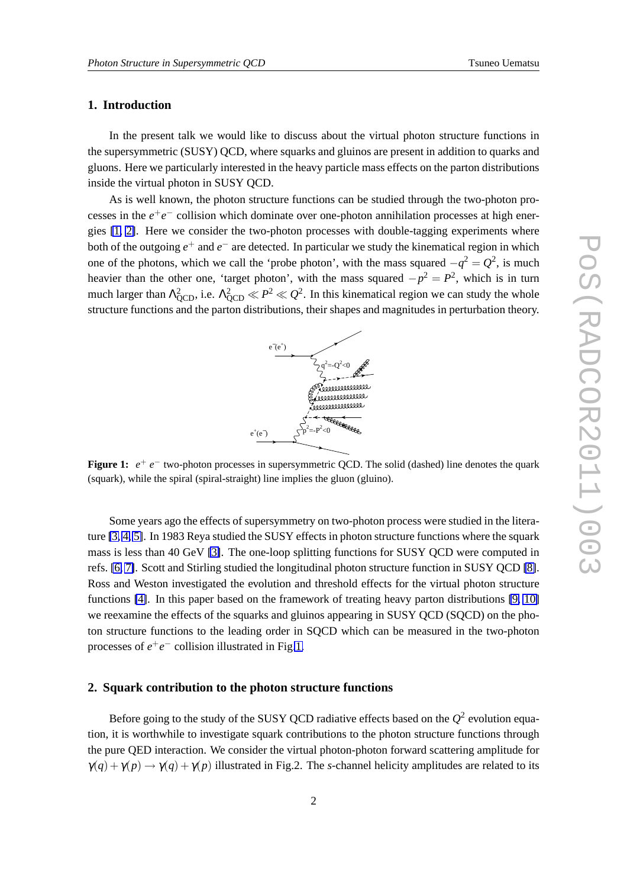## 1. Introduction

In the present talk we would like to discuss about the virtual photon structure functions in the supersymmetric (SUSY) QCD, where squarks and gluinos are present in addition to quarks and gluons. Here we particularly interested in the heavy particle mass effects on the parton distributions inside the virtual photon in SUSY QCD.

As is well known, the photon structure functions can be studied through the two-photon processes in the $e^+e^-$ collision which dominate over one-photon annihilation processes at high energies [1, 2]. Here we consider the two-photon processes with double-tagging experiments where both of the outgoing $e^+$ and $e^-$ are detected. In particular we study the kinematical region in which one of the photons, which we call the 'probe photon', with the mass squared $-q^2 = Q^2$, is much heavier than the other one, 'target photon', with the mass squared $-p^2 = P^2$, which is in turn much larger than $\Lambda^2_{\rm QCD}$, i.e. $\Lambda^2_{\rm QCD} \ll P^2 \ll Q^2$. In this kinematical region we can study the whole structure functions and the parton distributions, their shapes and magnitudes in perturbation theory.

**Figure 1:** $e^+ e^-$ two-photon processes in supersymmetric QCD. The solid (dashed) line denotes the quark (squark), while the spiral (spiral-straight) line implies the gluon (gluino).

Some years ago the effects of supersymmetry on two-photon process were studied in the literature [3, 4, 5]. In 1983 Reya studied the SUSY effects in photon structure functions where the squark mass is less than 40 GeV [3]. The one-loop splitting functions for SUSY QCD were computed in refs. [6, 7]. Scott and Stirling studied the longitudinal photon structure function in SUSY QCD [8]. Ross and Weston investigated the evolution and threshold effects for the virtual photon structure functions [4]. In this paper based on the framework of treating heavy parton distributions [9, 10] we reexamine the effects of the squarks and gluinos appearing in SUSY QCD (SQCD) on the photon structure functions to the leading order in SQCD which can be measured in the two-photon processes of $e^+e^-$ collision illustrated in Fig.1.

## 2. Squark contribution to the photon structure functions

Before going to the study of the SUSY QCD radiative effects based on the $Q^2$ evolution equation, it is worthwhile to investigate squark contributions to the photon structure functions through the pure QED interaction. We consider the virtual photon-photon forward scattering amplitude for $\gamma(q) + \gamma(p) \rightarrow \gamma(q) + \gamma(p)$ illustrated in Fig.2. The $s$-channel helicity amplitudes are related to its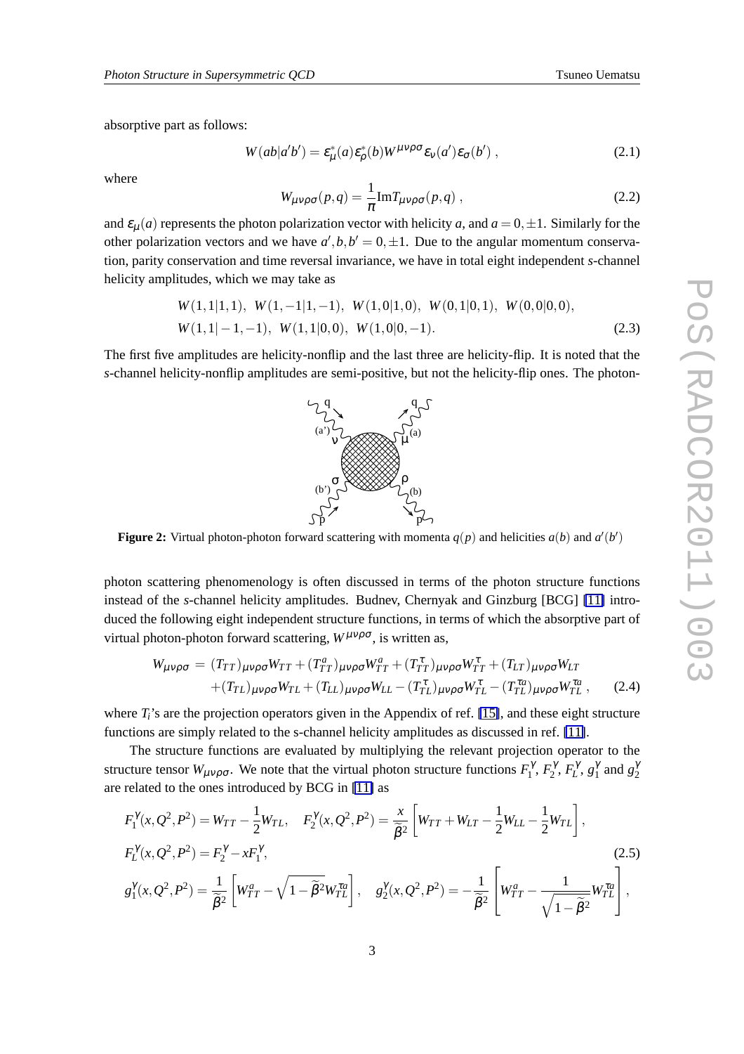absorptive part as follows:

$$W(ab|a'b') = \varepsilon^*_\mu(a)\varepsilon^*_\rho(b)W^{\mu\nu\rho\sigma}\varepsilon_\nu(a')\varepsilon_\sigma(b') \,, \tag{2.1}$$

where

$$W_{\mu\nu\rho\sigma}(p,q) = \frac{1}{\pi}\mathrm{Im}T_{\mu\nu\rho\sigma}(p,q) \,, \tag{2.2}$$

and $\varepsilon_\mu(a)$ represents the photon polarization vector with helicity $a$, and $a = 0, \pm 1$. Similarly for the other polarization vectors and we have $a', b, b' = 0, \pm 1$. Due to the angular momentum conservation, parity conservation and time reversal invariance, we have in total eight independent $s$-channel helicity amplitudes, which we may take as

$$\begin{aligned}
&W(1,1|1,1),\ W(1,-1|1,-1),\ W(1,0|1,0),\ W(0,1|0,1),\ W(0,0|0,0),\\
&W(1,1|-1,-1),\ W(1,1|0,0),\ W(1,0|0,-1).
\end{aligned} \tag{2.3}$$

The first five amplitudes are helicity-nonflip and the last three are helicity-flip. It is noted that the $s$-channel helicity-nonflip amplitudes are semi-positive, but not the helicity-flip ones. The photon-photon scattering phenomenology is often discussed in terms of the photon structure functions instead of the $s$-channel helicity amplitudes. Budnev, Chernyak and Ginzburg [BCG] [11] introduced the following eight independent structure functions, in terms of which the absorptive part of virtual photon-photon forward scattering, $W^{\mu\nu\rho\sigma}$, is written as,

**Figure 2:** Virtual photon-photon forward scattering with momenta $q(p)$ and helicities $a(b)$ and $a'(b')$

$$\begin{aligned}
W_{\mu\nu\rho\sigma} = &\ (T_{TT})_{\mu\nu\rho\sigma}W_{TT} + (T^a_{TT})_{\mu\nu\rho\sigma}W^a_{TT} + (T^\tau_{TT})_{\mu\nu\rho\sigma}W^\tau_{TT} + (T_{LT})_{\mu\nu\rho\sigma}W_{LT}\\
&+ (T_{TL})_{\mu\nu\rho\sigma}W_{TL} + (T_{LL})_{\mu\nu\rho\sigma}W_{LL} - (T^\tau_{TL})_{\mu\nu\rho\sigma}W^\tau_{TL} - (T^{\tau a}_{TL})_{\mu\nu\rho\sigma}W^{\tau a}_{TL} \,,
\end{aligned} \tag{2.4}$$

where $T_i$'s are the projection operators given in the Appendix of ref. [15], and these eight structure functions are simply related to the s-channel helicity amplitudes as discussed in ref. [11].

The structure functions are evaluated by multiplying the relevant projection operator to the structure tensor $W_{\mu\nu\rho\sigma}$. We note that the virtual photon structure functions $F_1^\gamma$, $F_2^\gamma$, $F_L^\gamma$, $g_1^\gamma$ and $g_2^\gamma$ are related to the ones introduced by BCG in [11] as

$$\begin{aligned}
&F_1^\gamma(x,Q^2,P^2) = W_{TT} - \frac{1}{2}W_{TL}, \quad F_2^\gamma(x,Q^2,P^2) = \frac{x}{\widetilde{\beta}^2}\left[W_{TT} + W_{LT} - \frac{1}{2}W_{LL} - \frac{1}{2}W_{TL}\right],\\
&F_L^\gamma(x,Q^2,P^2) = F_2^\gamma - xF_1^\gamma,\\
&g_1^\gamma(x,Q^2,P^2) = \frac{1}{\widetilde{\beta}^2}\left[W^a_{TT} - \sqrt{1-\widetilde{\beta}^2}W^{\tau a}_{TL}\right], \quad g_2^\gamma(x,Q^2,P^2) = -\frac{1}{\widetilde{\beta}^2}\left[W^a_{TT} - \frac{1}{\sqrt{1-\widetilde{\beta}^2}}W^{\tau a}_{TL}\right],
\end{aligned} \tag{2.5}$$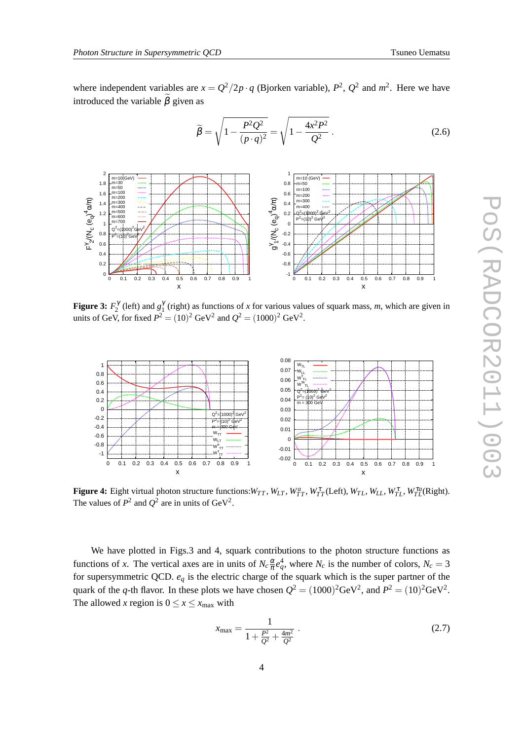where independent variables are $x = Q^2/2p\cdot q$ (Bjorken variable), $P^2$, $Q^2$ and $m^2$. Here we have introduced the variable $\widetilde{\beta}$ given as

$$\widetilde{\beta} = \sqrt{1 - \frac{P^2 Q^2}{(p\cdot q)^2}} = \sqrt{1 - \frac{4x^2 P^2}{Q^2}} \ . \tag{2.6}$$

**Figure 3:** $F_2^\gamma$ (left) and $g_1^\gamma$ (right) as functions of $x$ for various values of squark mass, $m$, which are given in units of GeV, for fixed $P^2 = (10)^2$ GeV$^2$ and $Q^2 = (1000)^2$ GeV$^2$.

**Figure 4:** Eight virtual photon structure functions: $W_{TT}$, $W_{LT}$, $W_{TT}^a$, $W_{TT}^\tau$ (Left), $W_{TL}$, $W_{LL}$, $W_{TL}^\tau$, $W_{TL}^{\tau a}$ (Right). The values of $P^2$ and $Q^2$ are in units of GeV$^2$.

We have plotted in Figs.3 and 4, squark contributions to the photon structure functions as functions of $x$. The vertical axes are in units of $N_c \frac{\alpha}{\pi} e_q^4$, where $N_c$ is the number of colors, $N_c = 3$ for supersymmetric QCD. $e_q$ is the electric charge of the squark which is the super partner of the quark of the $q$-th flavor. In these plots we have chosen $Q^2 = (1000)^2$GeV$^2$, and $P^2 = (10)^2$GeV$^2$. The allowed $x$ region is $0 \le x \le x_{\rm max}$ with

$$x_{\rm max} = \frac{1}{1 + \frac{P^2}{Q^2} + \frac{4m^2}{Q^2}} \ . \tag{2.7}$$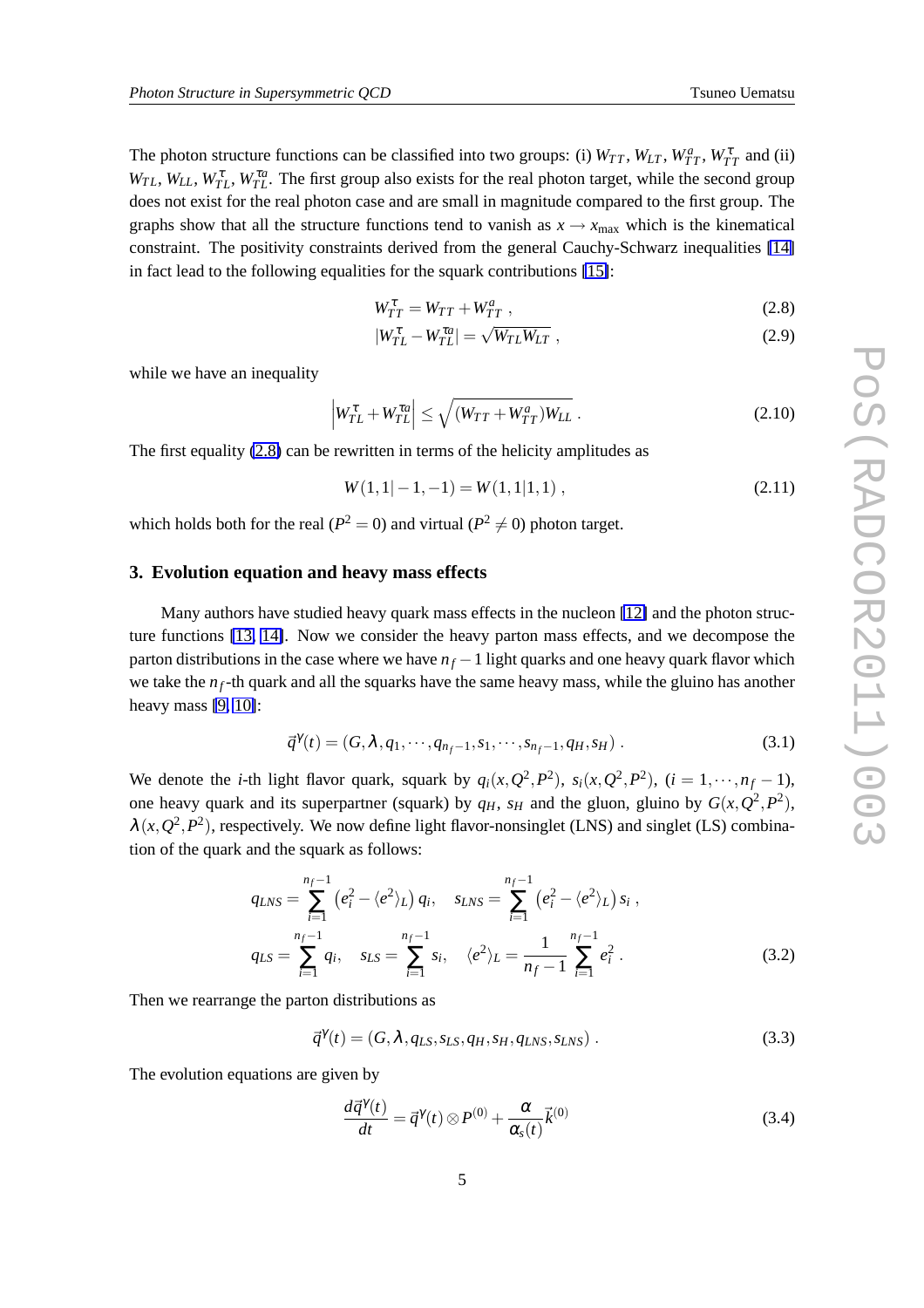The photon structure functions can be classified into two groups: (i) $W_{TT}$, $W_{LT}$, $W^a_{TT}$, $W^\tau_{TT}$ and (ii) $W_{TL}$, $W_{LL}$, $W^\tau_{TL}$, $W^{\tau a}_{TL}$. The first group also exists for the real photon target, while the second group does not exist for the real photon case and are small in magnitude compared to the first group. The graphs show that all the structure functions tend to vanish as $x \to x_{\max}$ which is the kinematical constraint. The positivity constraints derived from the general Cauchy-Schwarz inequalities [14] in fact lead to the following equalities for the squark contributions [15]:

$$W^\tau_{TT} = W_{TT} + W^a_{TT} \ , \tag{2.8}$$

$$|W^\tau_{TL} - W^{\tau a}_{TL}| = \sqrt{W_{TL} W_{LT}} \ , \tag{2.9}$$

while we have an inequality

$$\left| W^\tau_{TL} + W^{\tau a}_{TL} \right| \leq \sqrt{(W_{TT} + W^a_{TT}) W_{LL}} \ . \tag{2.10}$$

The first equality (2.8) can be rewritten in terms of the helicity amplitudes as

$$W(1,1|-1,-1) = W(1,1|1,1) \ , \tag{2.11}$$

which holds both for the real ($P^2 = 0$) and virtual ($P^2 \neq 0$) photon target.

## 3. Evolution equation and heavy mass effects

Many authors have studied heavy quark mass effects in the nucleon [12] and the photon structure functions [13, 14]. Now we consider the heavy parton mass effects, and we decompose the parton distributions in the case where we have $n_f - 1$ light quarks and one heavy quark flavor which we take the $n_f$-th quark and all the squarks have the same heavy mass, while the gluino has another heavy mass [9, 10]:

$$\vec{q}^{\gamma}(t) = (G, \lambda, q_1, \cdots, q_{n_f - 1}, s_1, \cdots, s_{n_f - 1}, q_H, s_H) \ . \tag{3.1}$$

We denote the $i$-th light flavor quark, squark by $q_i(x, Q^2, P^2)$, $s_i(x, Q^2, P^2)$, $(i = 1, \cdots, n_f - 1)$, one heavy quark and its superpartner (squark) by $q_H$, $s_H$ and the gluon, gluino by $G(x, Q^2, P^2)$, $\lambda(x, Q^2, P^2)$, respectively. We now define light flavor-nonsinglet (LNS) and singlet (LS) combination of the quark and the squark as follows:

$$q_{LNS} = \sum_{i=1}^{n_f - 1} \left( e_i^2 - \langle e^2 \rangle_L \right) q_i, \quad s_{LNS} = \sum_{i=1}^{n_f - 1} \left( e_i^2 - \langle e^2 \rangle_L \right) s_i \ ,$$

$$q_{LS} = \sum_{i=1}^{n_f - 1} q_i, \quad s_{LS} = \sum_{i=1}^{n_f - 1} s_i, \quad \langle e^2 \rangle_L = \frac{1}{n_f - 1} \sum_{i=1}^{n_f - 1} e_i^2 \ . \tag{3.2}$$

Then we rearrange the parton distributions as

$$\vec{q}^{\gamma}(t) = (G, \lambda, q_{LS}, s_{LS}, q_H, s_H, q_{LNS}, s_{LNS}) \ . \tag{3.3}$$

The evolution equations are given by

$$\frac{d\vec{q}^{\gamma}(t)}{dt} = \vec{q}^{\gamma}(t) \otimes P^{(0)} + \frac{\alpha}{\alpha_s(t)} \vec{k}^{(0)} \tag{3.4}$$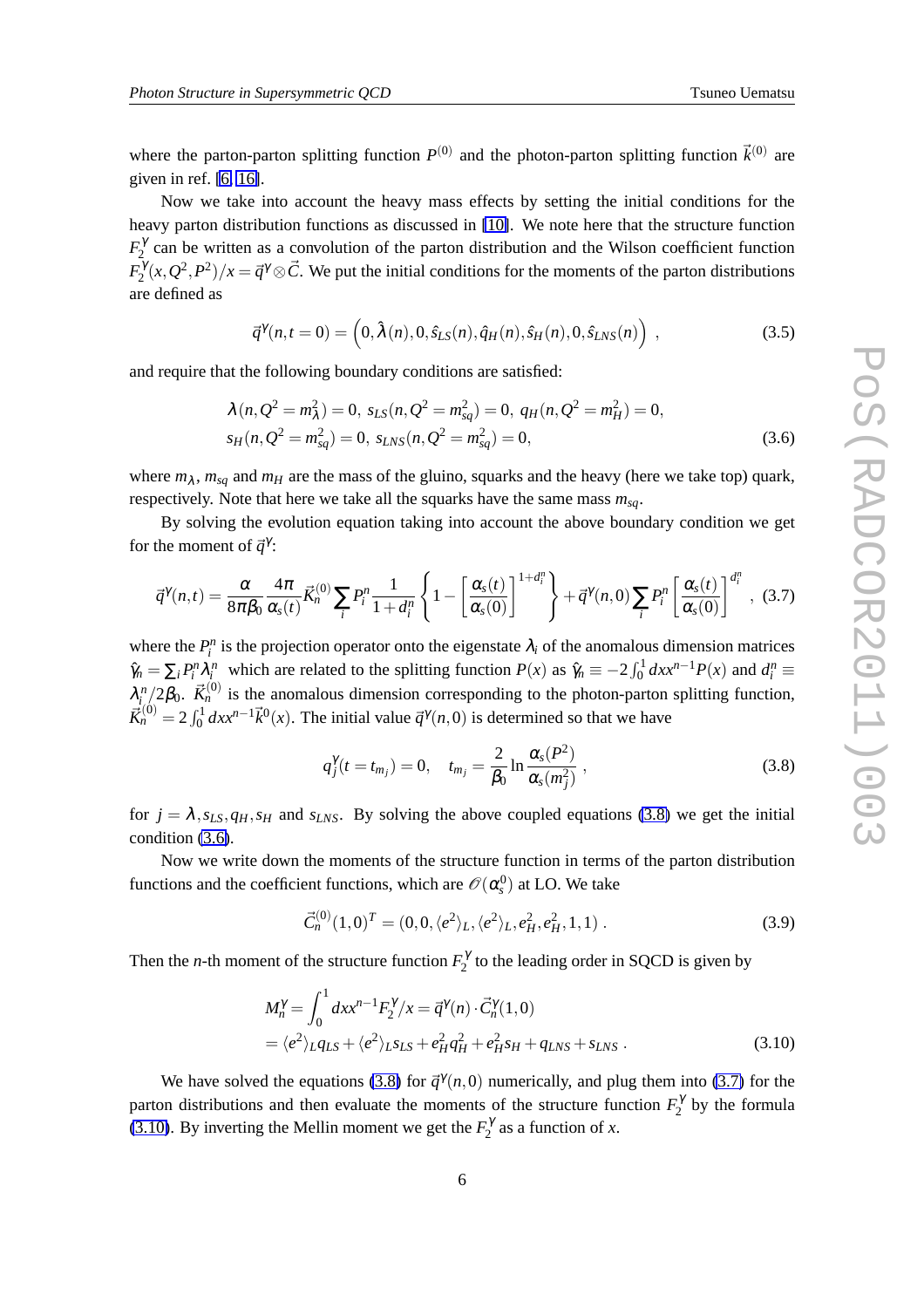where the parton-parton splitting function $P^{(0)}$ and the photon-parton splitting function $\vec{k}^{(0)}$ are given in ref. [6, 16].

Now we take into account the heavy mass effects by setting the initial conditions for the heavy parton distribution functions as discussed in [10]. We note here that the structure function $F_2^\gamma$ can be written as a convolution of the parton distribution and the Wilson coefficient function $F_2^\gamma(x,Q^2,P^2)/x = \vec{q}^\gamma \otimes \vec{C}$. We put the initial conditions for the moments of the parton distributions are defined as

$$\vec{q}^\gamma(n,t=0) = \left(0, \hat{\lambda}(n), 0, \hat{s}_{LS}(n), \hat{q}_H(n), \hat{s}_H(n), 0, \hat{s}_{LNS}(n)\right) \ , \tag{3.5}$$

and require that the following boundary conditions are satisfied:

$$\begin{aligned}
&\lambda(n, Q^2 = m_\lambda^2) = 0,\ s_{LS}(n, Q^2 = m_{sq}^2) = 0,\ q_H(n, Q^2 = m_H^2) = 0, \\
&s_H(n, Q^2 = m_{sq}^2) = 0,\ s_{LNS}(n, Q^2 = m_{sq}^2) = 0,
\end{aligned} \tag{3.6}$$

where $m_\lambda$, $m_{sq}$ and $m_H$ are the mass of the gluino, squarks and the heavy (here we take top) quark, respectively. Note that here we take all the squarks have the same mass $m_{sq}$.

By solving the evolution equation taking into account the above boundary condition we get for the moment of $\vec{q}^\gamma$:

$$\vec{q}^\gamma(n,t) = \frac{\alpha}{8\pi\beta_0}\frac{4\pi}{\alpha_s(t)}\vec{K}_n^{(0)}\sum_i P_i^n \frac{1}{1+d_i^n}\left\{1 - \left[\frac{\alpha_s(t)}{\alpha_s(0)}\right]^{1+d_i^n}\right\} + \vec{q}^\gamma(n,0)\sum_i P_i^n\left[\frac{\alpha_s(t)}{\alpha_s(0)}\right]^{d_i^n} \ , \tag{3.7}$$

where the $P_i^n$ is the projection operator onto the eigenstate $\lambda_i$ of the anomalous dimension matrices $\hat{\gamma}_n = \sum_i P_i^n \lambda_i^n$ which are related to the splitting function $P(x)$ as $\hat{\gamma}_n \equiv -2\int_0^1 dx x^{n-1}P(x)$ and $d_i^n \equiv \lambda_i^n/2\beta_0$. $\vec{K}_n^{(0)}$ is the anomalous dimension corresponding to the photon-parton splitting function, $\vec{K}_n^{(0)} = 2\int_0^1 dx x^{n-1}\vec{k}^0(x)$. The initial value $\vec{q}^\gamma(n,0)$ is determined so that we have

$$q_j^\gamma(t = t_{m_j}) = 0, \quad t_{m_j} = \frac{2}{\beta_0}\ln\frac{\alpha_s(P^2)}{\alpha_s(m_j^2)} \ , \tag{3.8}$$

for $j = \lambda, s_{LS}, q_H, s_H$ and $s_{LNS}$. By solving the above coupled equations (3.8) we get the initial condition (3.6).

Now we write down the moments of the structure function in terms of the parton distribution functions and the coefficient functions, which are $\mathscr{O}(\alpha_s^0)$ at LO. We take

$$\vec{C}_n^{(0)}(1,0)^T = (0, 0, \langle e^2\rangle_L, \langle e^2\rangle_L, e_H^2, e_H^2, 1, 1) \ . \tag{3.9}$$

Then the $n$-th moment of the structure function $F_2^\gamma$ to the leading order in SQCD is given by

$$\begin{aligned}
M_n^\gamma &= \int_0^1 dx x^{n-1} F_2^\gamma/x = \vec{q}^\gamma(n)\cdot\vec{C}_n^\gamma(1,0) \\
&= \langle e^2\rangle_L q_{LS} + \langle e^2\rangle_L s_{LS} + e_H^2 q_H^2 + e_H^2 s_H + q_{LNS} + s_{LNS} \ .
\end{aligned} \tag{3.10}$$

We have solved the equations (3.8) for $\vec{q}^\gamma(n,0)$ numerically, and plug them into (3.7) for the parton distributions and then evaluate the moments of the structure function $F_2^\gamma$ by the formula (3.10). By inverting the Mellin moment we get the $F_2^\gamma$ as a function of $x$.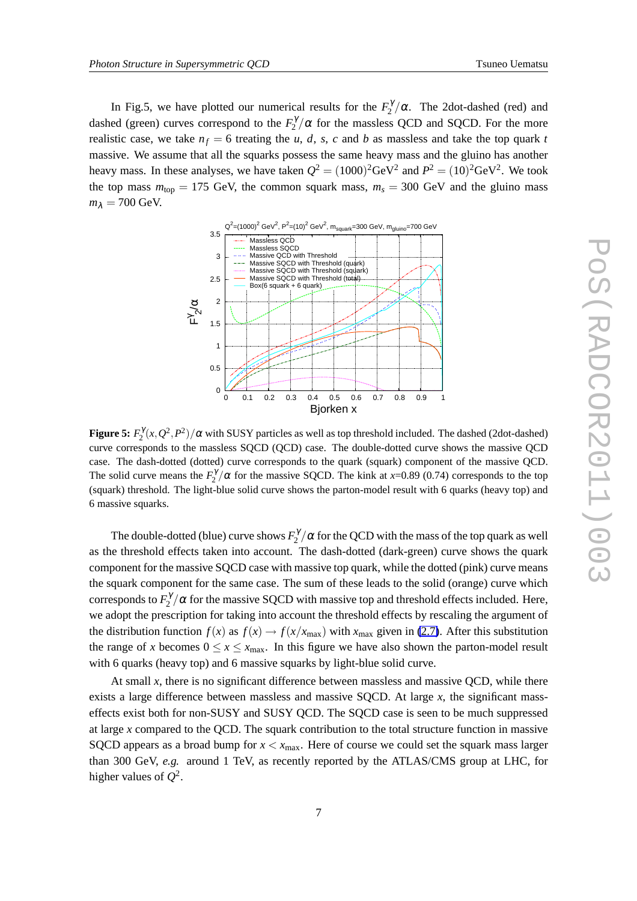In Fig.5, we have plotted our numerical results for the $F_2^\gamma/\alpha$. The 2dot-dashed (red) and dashed (green) curves correspond to the $F_2^\gamma/\alpha$ for the massless QCD and SQCD. For the more realistic case, we take $n_f = 6$ treating the $u$, $d$, $s$, $c$ and $b$ as massless and take the top quark $t$ massive. We assume that all the squarks possess the same heavy mass and the gluino has another heavy mass. In these analyses, we have taken $Q^2 = (1000)^2\text{GeV}^2$ and $P^2 = (10)^2\text{GeV}^2$. We took the top mass $m_{\text{top}} = 175$ GeV, the common squark mass, $m_s = 300$ GeV and the gluino mass $m_\lambda = 700$ GeV.

**Figure 5:** $F_2^\gamma(x, Q^2, P^2)/\alpha$ with SUSY particles as well as top threshold included. The dashed (2dot-dashed) curve corresponds to the massless SQCD (QCD) case. The double-dotted curve shows the massive QCD case. The dash-dotted (dotted) curve corresponds to the quark (squark) component of the massive QCD. The solid curve means the $F_2^\gamma/\alpha$ for the massive SQCD. The kink at $x$=0.89 (0.74) corresponds to the top (squark) threshold. The light-blue solid curve shows the parton-model result with 6 quarks (heavy top) and 6 massive squarks.

The double-dotted (blue) curve shows $F_2^\gamma/\alpha$ for the QCD with the mass of the top quark as well as the threshold effects taken into account. The dash-dotted (dark-green) curve shows the quark component for the massive SQCD case with massive top quark, while the dotted (pink) curve means the squark component for the same case. The sum of these leads to the solid (orange) curve which corresponds to $F_2^\gamma/\alpha$ for the massive SQCD with massive top and threshold effects included. Here, we adopt the prescription for taking into account the threshold effects by rescaling the argument of the distribution function $f(x)$ as $f(x) \to f(x/x_{\text{max}})$ with $x_{\text{max}}$ given in (2.7). After this substitution the range of $x$ becomes $0 \le x \le x_{\text{max}}$. In this figure we have also shown the parton-model result with 6 quarks (heavy top) and 6 massive squarks by light-blue solid curve.

At small $x$, there is no significant difference between massless and massive QCD, while there exists a large difference between massless and massive SQCD. At large $x$, the significant mass-effects exist both for non-SUSY and SUSY QCD. The SQCD case is seen to be much suppressed at large $x$ compared to the QCD. The squark contribution to the total structure function in massive SQCD appears as a broad bump for $x < x_{\text{max}}$. Here of course we could set the squark mass larger than 300 GeV, *e.g.* around 1 TeV, as recently reported by the ATLAS/CMS group at LHC, for higher values of $Q^2$.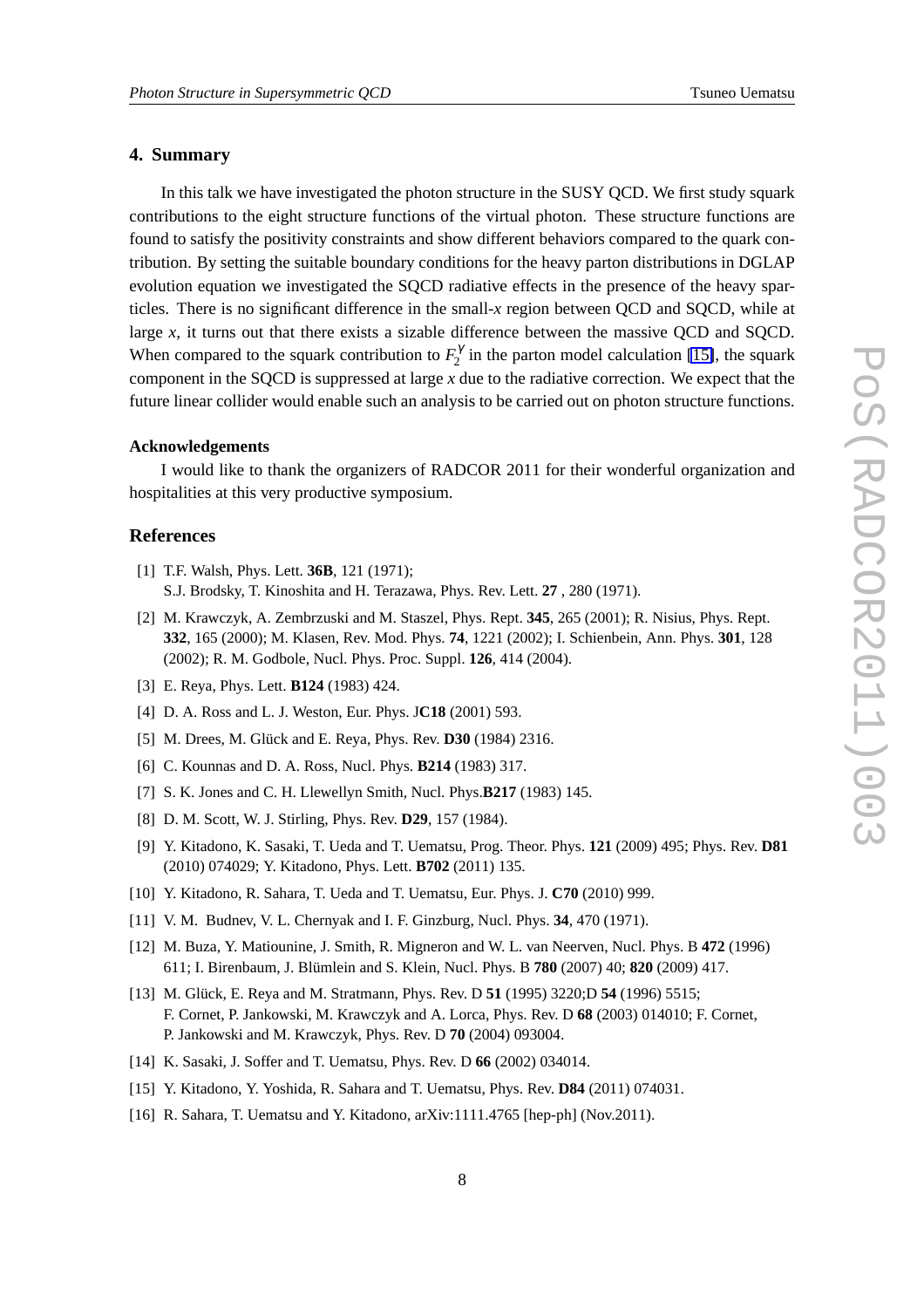## 4. Summary

In this talk we have investigated the photon structure in the SUSY QCD. We first study squark contributions to the eight structure functions of the virtual photon. These structure functions are found to satisfy the positivity constraints and show different behaviors compared to the quark contribution. By setting the suitable boundary conditions for the heavy parton distributions in DGLAP evolution equation we investigated the SQCD radiative effects in the presence of the heavy sparticles. There is no significant difference in the small-$x$ region between QCD and SQCD, while at large $x$, it turns out that there exists a sizable difference between the massive QCD and SQCD. When compared to the squark contribution to $F_2^{\gamma}$ in the parton model calculation [15], the squark component in the SQCD is suppressed at large $x$ due to the radiative correction. We expect that the future linear collider would enable such an analysis to be carried out on photon structure functions.

**Acknowledgements**

I would like to thank the organizers of RADCOR 2011 for their wonderful organization and hospitalities at this very productive symposium.

## References

[1] T.F. Walsh, Phys. Lett. **36B**, 121 (1971);
S.J. Brodsky, T. Kinoshita and H. Terazawa, Phys. Rev. Lett. **27** , 280 (1971).

[2] M. Krawczyk, A. Zembrzuski and M. Staszel, Phys. Rept. **345**, 265 (2001); R. Nisius, Phys. Rept. **332**, 165 (2000); M. Klasen, Rev. Mod. Phys. **74**, 1221 (2002); I. Schienbein, Ann. Phys. **301**, 128 (2002); R. M. Godbole, Nucl. Phys. Proc. Suppl. **126**, 414 (2004).

[3] E. Reya, Phys. Lett. **B124** (1983) 424.

[4] D. A. Ross and L. J. Weston, Eur. Phys. J**C18** (2001) 593.

[5] M. Drees, M. Glück and E. Reya, Phys. Rev. **D30** (1984) 2316.

[6] C. Kounnas and D. A. Ross, Nucl. Phys. **B214** (1983) 317.

[7] S. K. Jones and C. H. Llewellyn Smith, Nucl. Phys.**B217** (1983) 145.

[8] D. M. Scott, W. J. Stirling, Phys. Rev. **D29**, 157 (1984).

[9] Y. Kitadono, K. Sasaki, T. Ueda and T. Uematsu, Prog. Theor. Phys. **121** (2009) 495; Phys. Rev. **D81** (2010) 074029; Y. Kitadono, Phys. Lett. **B702** (2011) 135.

[10] Y. Kitadono, R. Sahara, T. Ueda and T. Uematsu, Eur. Phys. J. **C70** (2010) 999.

[11] V. M. Budnev, V. L. Chernyak and I. F. Ginzburg, Nucl. Phys. **34**, 470 (1971).

[12] M. Buza, Y. Matiounine, J. Smith, R. Migneron and W. L. van Neerven, Nucl. Phys. B **472** (1996) 611; I. Birenbaum, J. Blümlein and S. Klein, Nucl. Phys. B **780** (2007) 40; **820** (2009) 417.

[13] M. Glück, E. Reya and M. Stratmann, Phys. Rev. D **51** (1995) 3220;D **54** (1996) 5515;
F. Cornet, P. Jankowski, M. Krawczyk and A. Lorca, Phys. Rev. D **68** (2003) 014010; F. Cornet, P. Jankowski and M. Krawczyk, Phys. Rev. D **70** (2004) 093004.

[14] K. Sasaki, J. Soffer and T. Uematsu, Phys. Rev. D **66** (2002) 034014.

[15] Y. Kitadono, Y. Yoshida, R. Sahara and T. Uematsu, Phys. Rev. **D84** (2011) 074031.

[16] R. Sahara, T. Uematsu and Y. Kitadono, arXiv:1111.4765 [hep-ph] (Nov.2011).